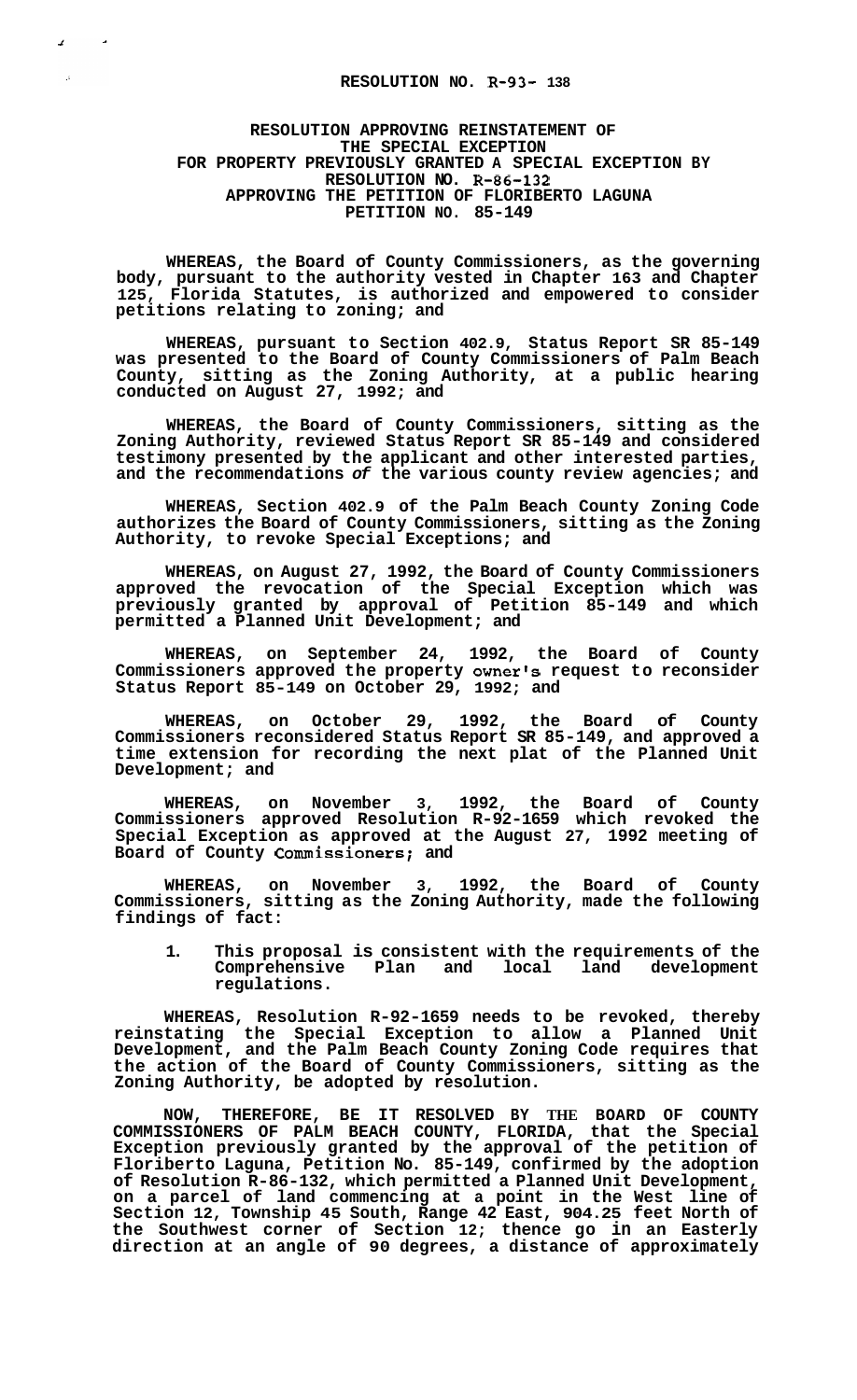**RESOLUTION NO. R-93- 138**

**RESOLUTION APPROVING REINSTATEMENT OF THE SPECIAL EXCEPTION FOR PROPERTY PREVIOUSLY GRANTED A SPECIAL EXCEPTION BY RESOLUTION NO. R-86-132 APPROVING THE PETITION OF FLORIBERTO LAGUNA PETITION NO. 85-149**

**WHEREAS, the Board of County Commissioners, as the governing body, pursuant to the authority vested in Chapter 163 and Chapter 125, Florida Statutes, is authorized and empowered to consider petitions relating to zoning; and**

**WHEREAS, pursuant to Section 402.9, Status Report SR 85-149 was presented to the Board of County Commissioners of Palm Beach County, sitting as the Zoning Authority, at a public hearing conducted on August 27, 1992; and**

**WHEREAS, the Board of County Commissioners, sitting as the Zoning Authority, reviewed Status Report SR 85-149 and considered testimony presented by the applicant and other interested parties, and the recommendations of the various county review agencies; and**

**WHEREAS, Section 402.9 of the Palm Beach County Zoning Code authorizes the Board of County Commissioners, sitting as the Zoning Authority, to revoke Special Exceptions; and**

**WHEREAS, on August 27, 1992, the Board of County Commissioners approved the revocation of the Special Exception which was previously granted by approval of Petition 85-149 and which permitted a Planned Unit Development; and**

**WHEREAS, on September 24, 1992, the Board of County Commissioners approved the property owner's request to reconsider Status Report 85-149 on October 29, 1992; and**

**WHEREAS, on October 29, 1992, the Board of County Commissioners reconsidered Status Report SR 85-149, and approved a time extension for recording the next plat of the Planned Unit Development; and**

**WHEREAS, on November 3, 1992, the Board of County Commissioners approved Resolution R-92-1659 which revoked the Special Exception as approved at the August 27, 1992 meeting of Board of County Commissioners; and**

**WHEREAS, on November 3, 1992, the Board of County Commissioners, sitting as the Zoning Authority, made the following findings of fact:**

1. **This proposal is consistent with the requirements of the Comprehensive Plan and local land development regulations.**

**WHEREAS, Resolution R-92-1659 needs to be revoked, thereby reinstating the Special Exception to allow a Planned Unit Development, and the Palm Beach County Zoning Code requires that the action of the Board of County Commissioners, sitting as the Zoning Authority, be adopted by resolution.**

**NOW, THEREFORE, BE IT RESOLVED BY THE BOARD OF COUNTY COMMISSIONERS OF PALM BEACH COUNTY, FLORIDA, that the Special Exception previously granted by the approval of the petition of Floriberto Laguna, Petition No. 85-149, confirmed by the adoption of Resolution R-86-132, which permitted a Planned Unit Development, on a parcel of land commencing at a point in the West line of Section 12, Township 45 South, Range 42 East, 904.25 feet North of the Southwest corner of Section 12; thence go in an Easterly direction at an angle of 90 degrees, a distance of approximately**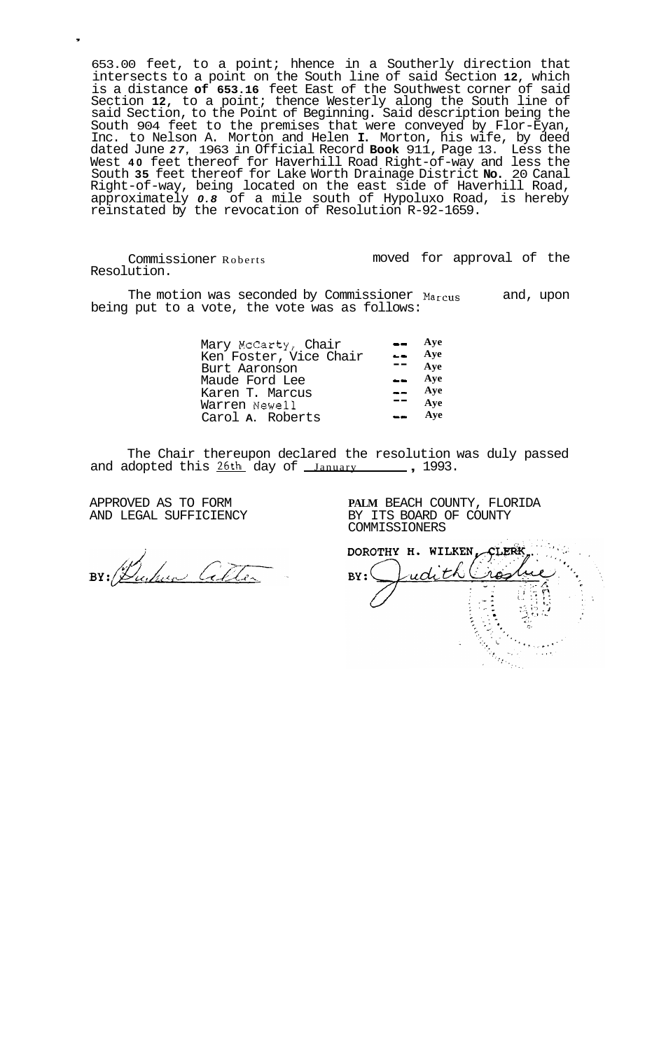653.00 feet, to a point; hhence in a Southerly direction that intersects to a point on the South line of said Section **12**, which is a distance **of 653.16** feet East of the Southwest corner of said Section **12**, to a point; thence Westerly along the South line of said Section, to the Point of Beginning. Said description being the South 904 feet to the premises that were conveyed by Flor-Eyan, Inc. to Nelson A. Morton and Helen **I.** Morton, his wife, by deed dated June ***27***, 1963 in Official Record **Book** 911, Page 13. Less the West **40** feet thereof for Haverhill Road Right-of-way and less the South **35** feet thereof for Lake Worth Drainage District **No.** 20 Canal Right-of-way, being located on the east side of Haverhill Road, approximately ***0.8*** of a mile south of Hypoluxo Road, is hereby reinstated by the revocation of Resolution R-92-1659.

Commissioner Roberts moved for approval of the Resolution.

The motion was seconded by Commissioner Marcus and, upon being put to a vote, the vote was as follows:

| | | |
|---|---|---|
| Mary McCarty, Chair | -- | Aye |
| Ken Foster, Vice Chair | -- | Aye |
| Burt Aaronson | -- | Aye |
| Maude Ford Lee | -- | Aye |
| Karen T. Marcus | -- | Aye |
| Warren Newell | -- | Aye |
| Carol **A**. Roberts | -- | Aye |

The Chair thereupon declared the resolution was duly passed and adopted this 26th day of January, 1993.

APPROVED AS TO FORM
AND LEGAL SUFFICIENCY

BY: [signature]

PALM BEACH COUNTY, FLORIDA
BY ITS BOARD OF COUNTY
COMMISSIONERS

DOROTHY H. WILKEN, CLERK

BY: Judith Crosbie